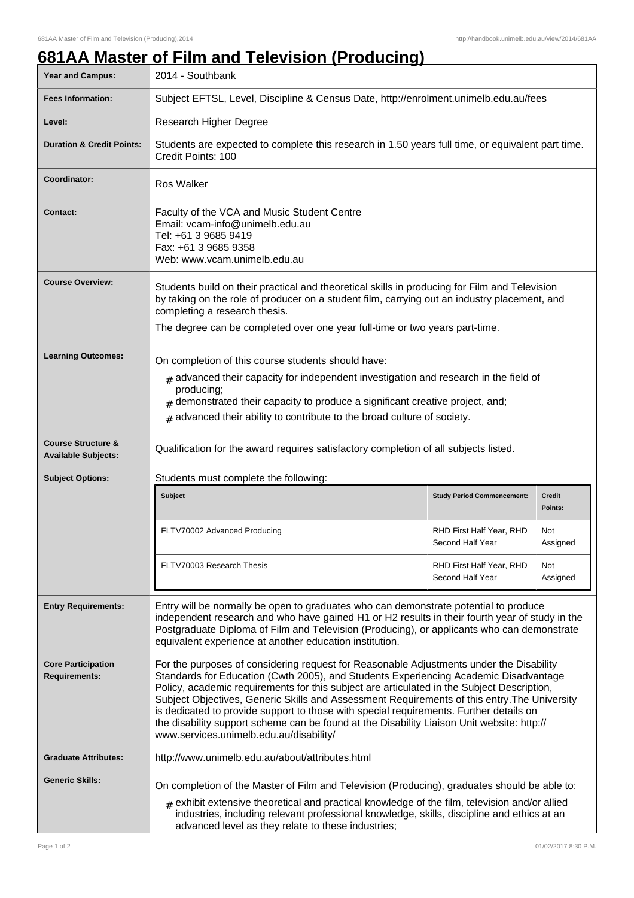# 681AA Master of Film and Television (Producing)

| | |
|---|---|
| **Year and Campus:** | 2014 - Southbank |
| **Fees Information:** | Subject EFTSL, Level, Discipline & Census Date, http://enrolment.unimelb.edu.au/fees |
| **Level:** | Research Higher Degree |
| **Duration & Credit Points:** | Students are expected to complete this research in 1.50 years full time, or equivalent part time. Credit Points: 100 |
| **Coordinator:** | Ros Walker |
| **Contact:** | Faculty of the VCA and Music Student Centre<br>Email: vcam-info@unimelb.edu.au<br>Tel: +61 3 9685 9419<br>Fax: +61 3 9685 9358<br>Web: www.vcam.unimelb.edu.au |
| **Course Overview:** | Students build on their practical and theoretical skills in producing for Film and Television by taking on the role of producer on a student film, carrying out an industry placement, and completing a research thesis.<br><br>The degree can be completed over one year full-time or two years part-time. |
| **Learning Outcomes:** | On completion of this course students should have:<br># advanced their capacity for independent investigation and research in the field of producing;<br># demonstrated their capacity to produce a significant creative project, and;<br># advanced their ability to contribute to the broad culture of society. |
| **Course Structure & Available Subjects:** | Qualification for the award requires satisfactory completion of all subjects listed. |
| **Subject Options:** | Students must complete the following: |

| Subject | Study Period Commencement: | Credit Points: |
|---|---|---|
| FLTV70002 Advanced Producing | RHD First Half Year, RHD Second Half Year | Not Assigned |
| FLTV70003 Research Thesis | RHD First Half Year, RHD Second Half Year | Not Assigned |

| | |
|---|---|
| **Entry Requirements:** | Entry will be normally be open to graduates who can demonstrate potential to produce independent research and who have gained H1 or H2 results in their fourth year of study in the Postgraduate Diploma of Film and Television (Producing), or applicants who can demonstrate equivalent experience at another education institution. |
| **Core Participation Requirements:** | For the purposes of considering request for Reasonable Adjustments under the Disability Standards for Education (Cwth 2005), and Students Experiencing Academic Disadvantage Policy, academic requirements for this subject are articulated in the Subject Description, Subject Objectives, Generic Skills and Assessment Requirements of this entry.The University is dedicated to provide support to those with special requirements. Further details on the disability support scheme can be found at the Disability Liaison Unit website: http://www.services.unimelb.edu.au/disability/ |
| **Graduate Attributes:** | http://www.unimelb.edu.au/about/attributes.html |
| **Generic Skills:** | On completion of the Master of Film and Television (Producing), graduates should be able to:<br># exhibit extensive theoretical and practical knowledge of the film, television and/or allied industries, including relevant professional knowledge, skills, discipline and ethics at an advanced level as they relate to these industries; |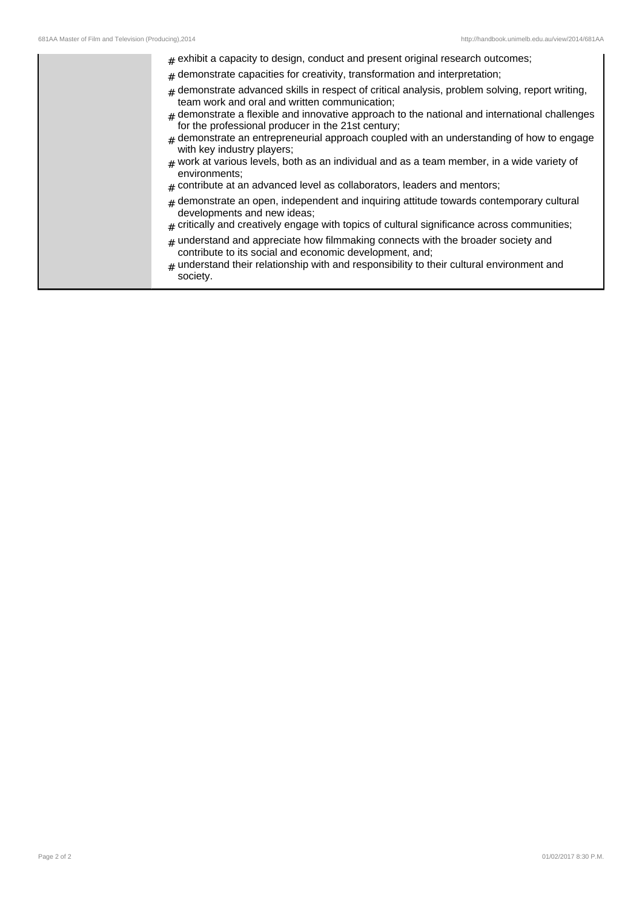- exhibit a capacity to design, conduct and present original research outcomes;
- demonstrate capacities for creativity, transformation and interpretation;
- demonstrate advanced skills in respect of critical analysis, problem solving, report writing, team work and oral and written communication;
- demonstrate a flexible and innovative approach to the national and international challenges for the professional producer in the 21st century;
- demonstrate an entrepreneurial approach coupled with an understanding of how to engage with key industry players;
- work at various levels, both as an individual and as a team member, in a wide variety of environments;
- contribute at an advanced level as collaborators, leaders and mentors;
- demonstrate an open, independent and inquiring attitude towards contemporary cultural developments and new ideas;
- critically and creatively engage with topics of cultural significance across communities;
- understand and appreciate how filmmaking connects with the broader society and contribute to its social and economic development, and;
- understand their relationship with and responsibility to their cultural environment and society.